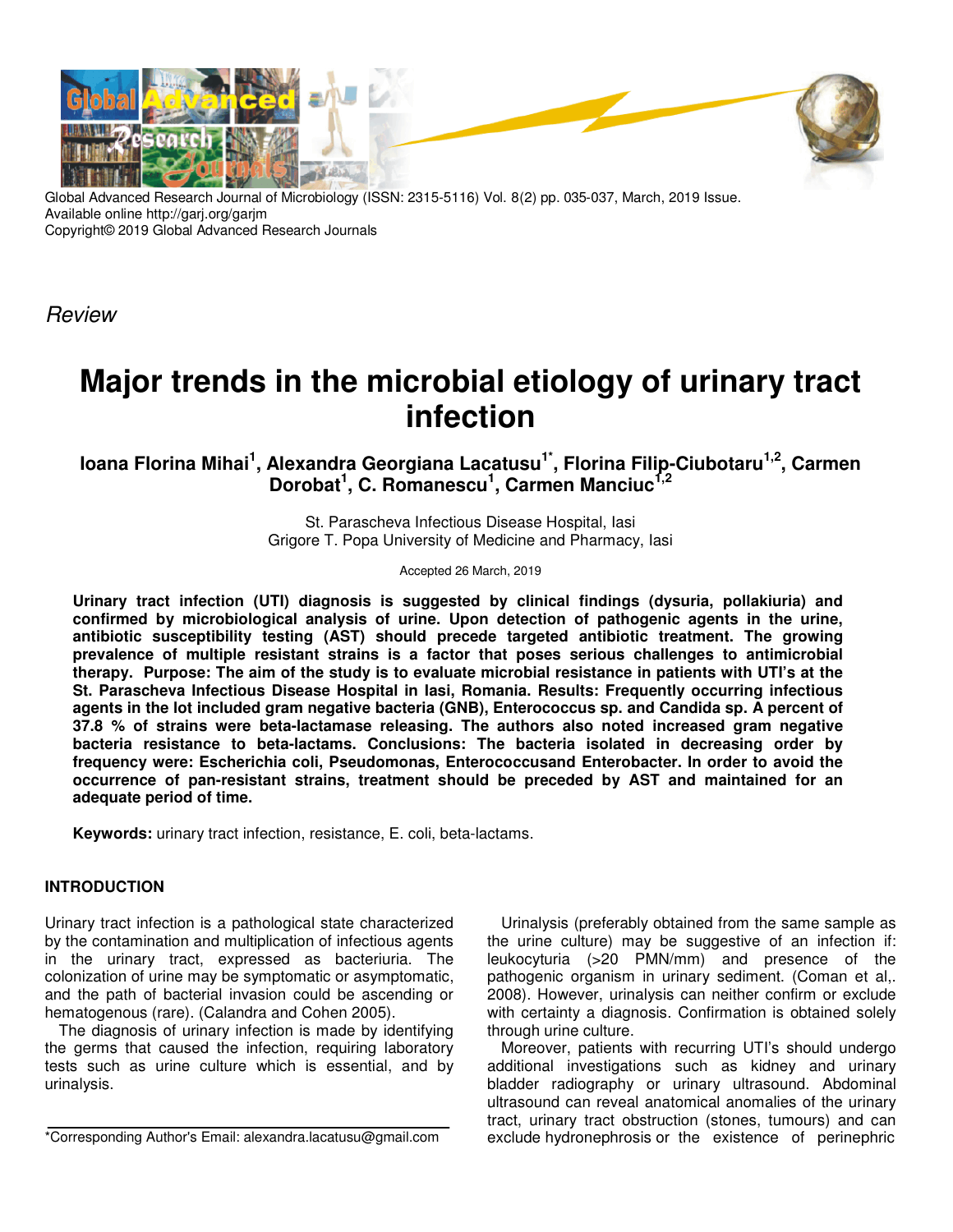Global Advanced Research Journal of Microbiology (ISSN: 2315-5116) Vol. 8(2) pp. 035-037, March, 2019 Issue.
Available online http://garj.org/garjm
Copyright© 2019 Global Advanced Research Journals

*Review*

# Major trends in the microbial etiology of urinary tract infection

**Ioana Florina Mihai[1], Alexandra Georgiana Lacatusu[1*], Florina Filip-Ciubotaru[1,2], Carmen Dorobat[1], C. Romanescu[1], Carmen Manciuc[1,2]**

St. Parascheva Infectious Disease Hospital, Iasi
Grigore T. Popa University of Medicine and Pharmacy, Iasi

Accepted 26 March, 2019

**Urinary tract infection (UTI) diagnosis is suggested by clinical findings (dysuria, pollakiuria) and confirmed by microbiological analysis of urine. Upon detection of pathogenic agents in the urine, antibiotic susceptibility testing (AST) should precede targeted antibiotic treatment. The growing prevalence of multiple resistant strains is a factor that poses serious challenges to antimicrobial therapy. Purpose: The aim of the study is to evaluate microbial resistance in patients with UTI's at the St. Parascheva Infectious Disease Hospital in Iasi, Romania. Results: Frequently occurring infectious agents in the lot included gram negative bacteria (GNB), Enterococcus sp. and Candida sp. A percent of 37.8 % of strains were beta-lactamase releasing. The authors also noted increased gram negative bacteria resistance to beta-lactams. Conclusions: The bacteria isolated in decreasing order by frequency were: Escherichia coli, Pseudomonas, Enterococcusand Enterobacter. In order to avoid the occurrence of pan-resistant strains, treatment should be preceded by AST and maintained for an adequate period of time.**

**Keywords:** urinary tract infection, resistance, E. coli, beta-lactams.

## INTRODUCTION

Urinary tract infection is a pathological state characterized by the contamination and multiplication of infectious agents in the urinary tract, expressed as bacteriuria. The colonization of urine may be symptomatic or asymptomatic, and the path of bacterial invasion could be ascending or hematogenous (rare). (Calandra and Cohen 2005).

The diagnosis of urinary infection is made by identifying the germs that caused the infection, requiring laboratory tests such as urine culture which is essential, and by urinalysis.

Urinalysis (preferably obtained from the same sample as the urine culture) may be suggestive of an infection if: leukocyturia (>20 PMN/mm) and presence of the pathogenic organism in urinary sediment. (Coman et al,. 2008). However, urinalysis can neither confirm or exclude with certainty a diagnosis. Confirmation is obtained solely through urine culture.

Moreover, patients with recurring UTI's should undergo additional investigations such as kidney and urinary bladder radiography or urinary ultrasound. Abdominal ultrasound can reveal anatomical anomalies of the urinary tract, urinary tract obstruction (stones, tumours) and can exclude hydronephrosis or the existence of perinephric

*Corresponding Author's Email: alexandra.lacatusu@gmail.com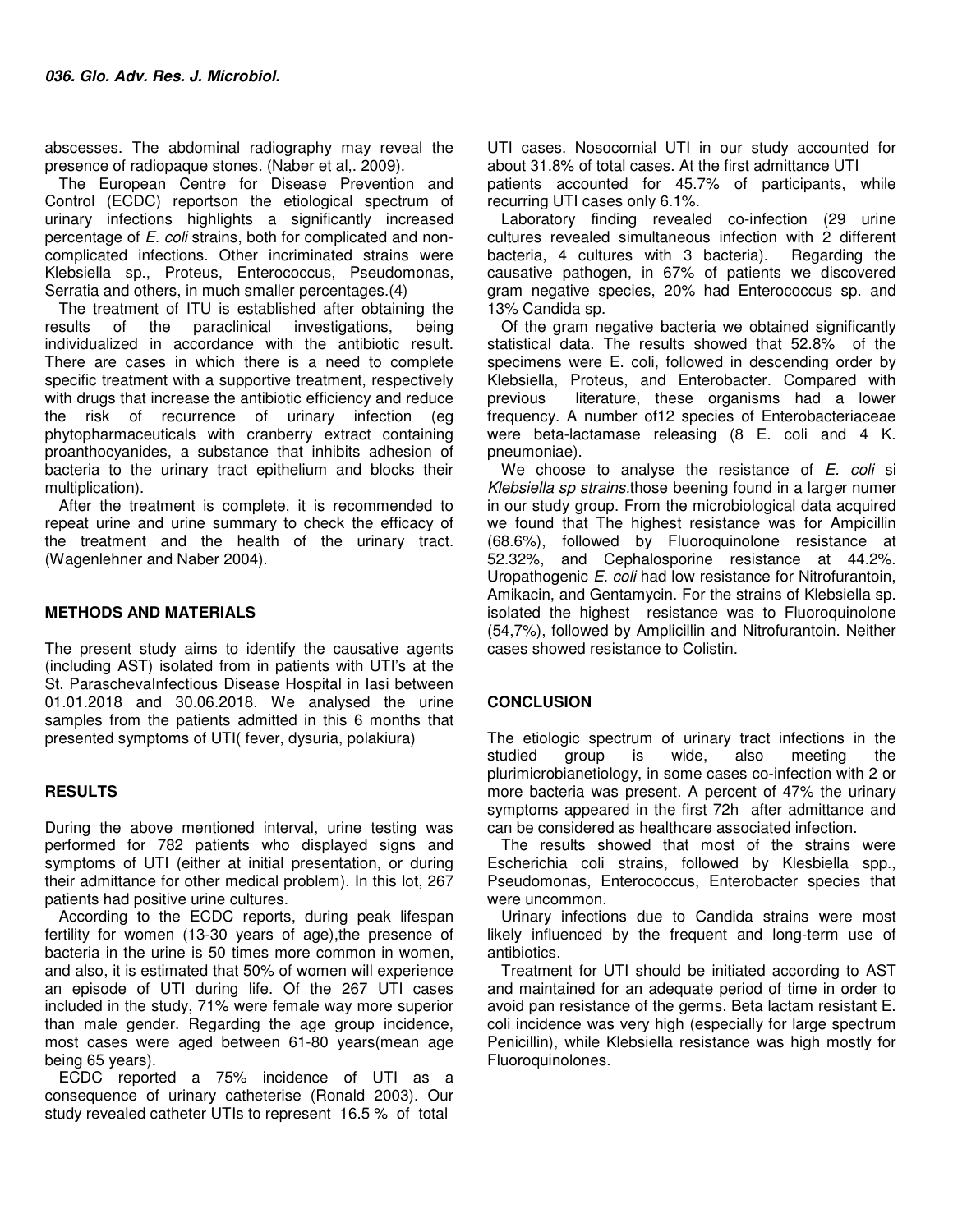abscesses. The abdominal radiography may reveal the presence of radiopaque stones. (Naber et al,. 2009).

The European Centre for Disease Prevention and Control (ECDC) reportson the etiological spectrum of urinary infections highlights a significantly increased percentage of *E. coli* strains, both for complicated and non-complicated infections. Other incriminated strains were Klebsiella sp., Proteus, Enterococcus, Pseudomonas, Serratia and others, in much smaller percentages.(4)

The treatment of ITU is established after obtaining the results of the paraclinical investigations, being individualized in accordance with the antibiotic result. There are cases in which there is a need to complete specific treatment with a supportive treatment, respectively with drugs that increase the antibiotic efficiency and reduce the risk of recurrence of urinary infection (eg phytopharmaceuticals with cranberry extract containing proanthocyanides, a substance that inhibits adhesion of bacteria to the urinary tract epithelium and blocks their multiplication).

After the treatment is complete, it is recommended to repeat urine and urine summary to check the efficacy of the treatment and the health of the urinary tract. (Wagenlehner and Naber 2004).

## METHODS AND MATERIALS

The present study aims to identify the causative agents (including AST) isolated from in patients with UTI's at the St. ParaschevaInfectious Disease Hospital in Iasi between 01.01.2018 and 30.06.2018. We analysed the urine samples from the patients admitted in this 6 months that presented symptoms of UTI( fever, dysuria, polakiura)

## RESULTS

During the above mentioned interval, urine testing was performed for 782 patients who displayed signs and symptoms of UTI (either at initial presentation, or during their admittance for other medical problem). In this lot, 267 patients had positive urine cultures.

According to the ECDC reports, during peak lifespan fertility for women (13-30 years of age),the presence of bacteria in the urine is 50 times more common in women, and also, it is estimated that 50% of women will experience an episode of UTI during life. Of the 267 UTI cases included in the study, 71% were female way more superior than male gender. Regarding the age group incidence, most cases were aged between 61-80 years(mean age being 65 years).

ECDC reported a 75% incidence of UTI as a consequence of urinary catheterise (Ronald 2003). Our study revealed catheter UTIs to represent 16.5 % of total UTI cases. Nosocomial UTI in our study accounted for about 31.8% of total cases. At the first admittance UTI patients accounted for 45.7% of participants, while recurring UTI cases only 6.1%.

Laboratory finding revealed co-infection (29 urine cultures revealed simultaneous infection with 2 different bacteria, 4 cultures with 3 bacteria). Regarding the causative pathogen, in 67% of patients we discovered gram negative species, 20% had Enterococcus sp. and 13% Candida sp.

Of the gram negative bacteria we obtained significantly statistical data. The results showed that 52.8% of the specimens were E. coli, followed in descending order by Klebsiella, Proteus, and Enterobacter. Compared with previous literature, these organisms had a lower frequency. A number of12 species of Enterobacteriaceae were beta-lactamase releasing (8 E. coli and 4 K. pneumoniae).

We choose to analyse the resistance of *E. coli* si *Klebsiella sp strains*.those beening found in a larger numer in our study group. From the microbiological data acquired we found that The highest resistance was for Ampicillin (68.6%), followed by Fluoroquinolone resistance at 52.32%, and Cephalosporine resistance at 44.2%. Uropathogenic *E. coli* had low resistance for Nitrofurantoin, Amikacin, and Gentamycin. For the strains of Klebsiella sp. isolated the highest resistance was to Fluoroquinolone (54,7%), followed by Amplicillin and Nitrofurantoin. Neither cases showed resistance to Colistin.

## CONCLUSION

The etiologic spectrum of urinary tract infections in the studied group is wide, also meeting the plurimicrobianetiology, in some cases co-infection with 2 or more bacteria was present. A percent of 47% the urinary symptoms appeared in the first 72h after admittance and can be considered as healthcare associated infection.

The results showed that most of the strains were Escherichia coli strains, followed by Klesbiella spp., Pseudomonas, Enterococcus, Enterobacter species that were uncommon.

Urinary infections due to Candida strains were most likely influenced by the frequent and long-term use of antibiotics.

Treatment for UTI should be initiated according to AST and maintained for an adequate period of time in order to avoid pan resistance of the germs. Beta lactam resistant E. coli incidence was very high (especially for large spectrum Penicillin), while Klebsiella resistance was high mostly for Fluoroquinolones.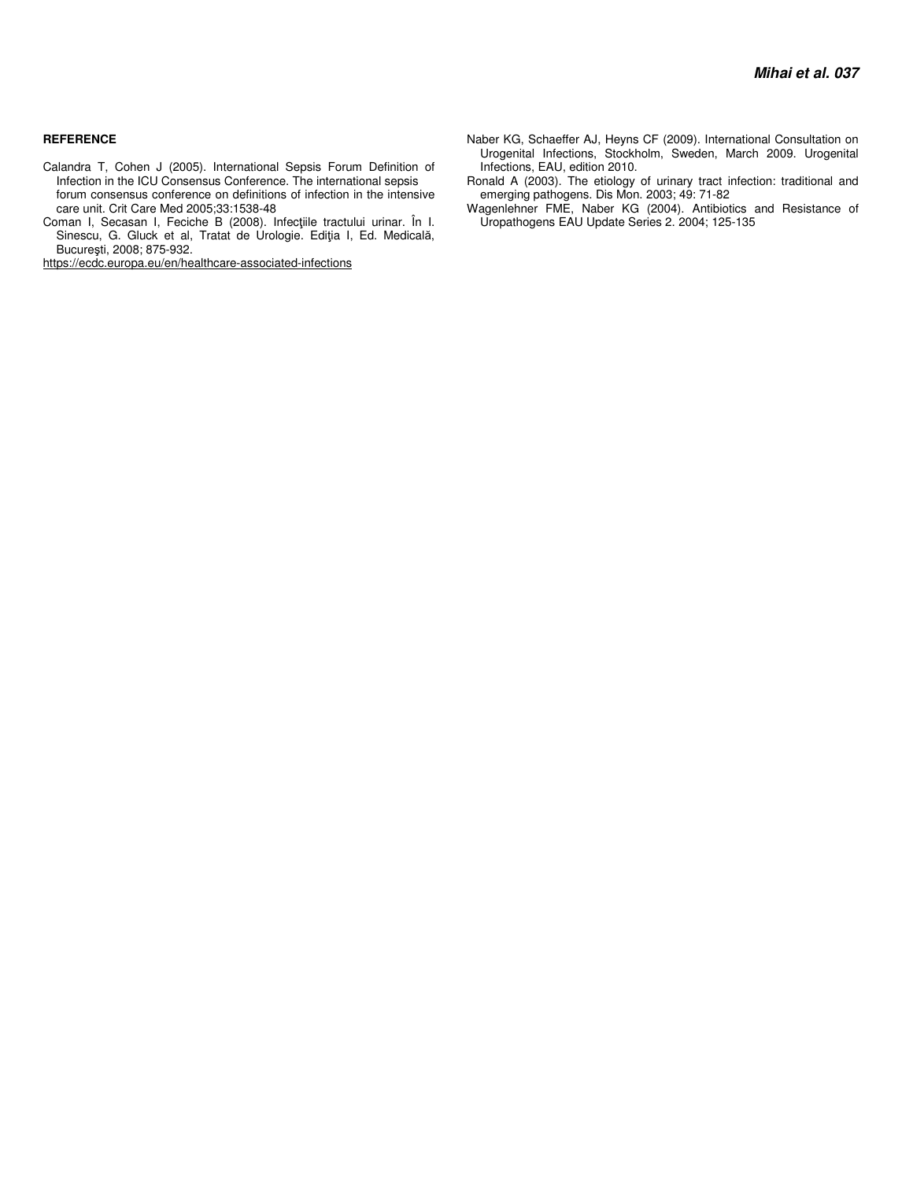**REFERENCE**

Calandra T, Cohen J (2005). International Sepsis Forum Definition of Infection in the ICU Consensus Conference. The international sepsis forum consensus conference on definitions of infection in the intensive care unit. Crit Care Med 2005;33:1538-48

Coman I, Secasan I, Feciche B (2008). Infecţiile tractului urinar. În I. Sinescu, G. Gluck et al, Tratat de Urologie. Ediţia I, Ed. Medicală, Bucureşti, 2008; 875-932.

https://ecdc.europa.eu/en/healthcare-associated-infections

Naber KG, Schaeffer AJ, Heyns CF (2009). International Consultation on Urogenital Infections, Stockholm, Sweden, March 2009. Urogenital Infections, EAU, edition 2010.

Ronald A (2003). The etiology of urinary tract infection: traditional and emerging pathogens. Dis Mon. 2003; 49: 71-82

Wagenlehner FME, Naber KG (2004). Antibiotics and Resistance of Uropathogens EAU Update Series 2. 2004; 125-135